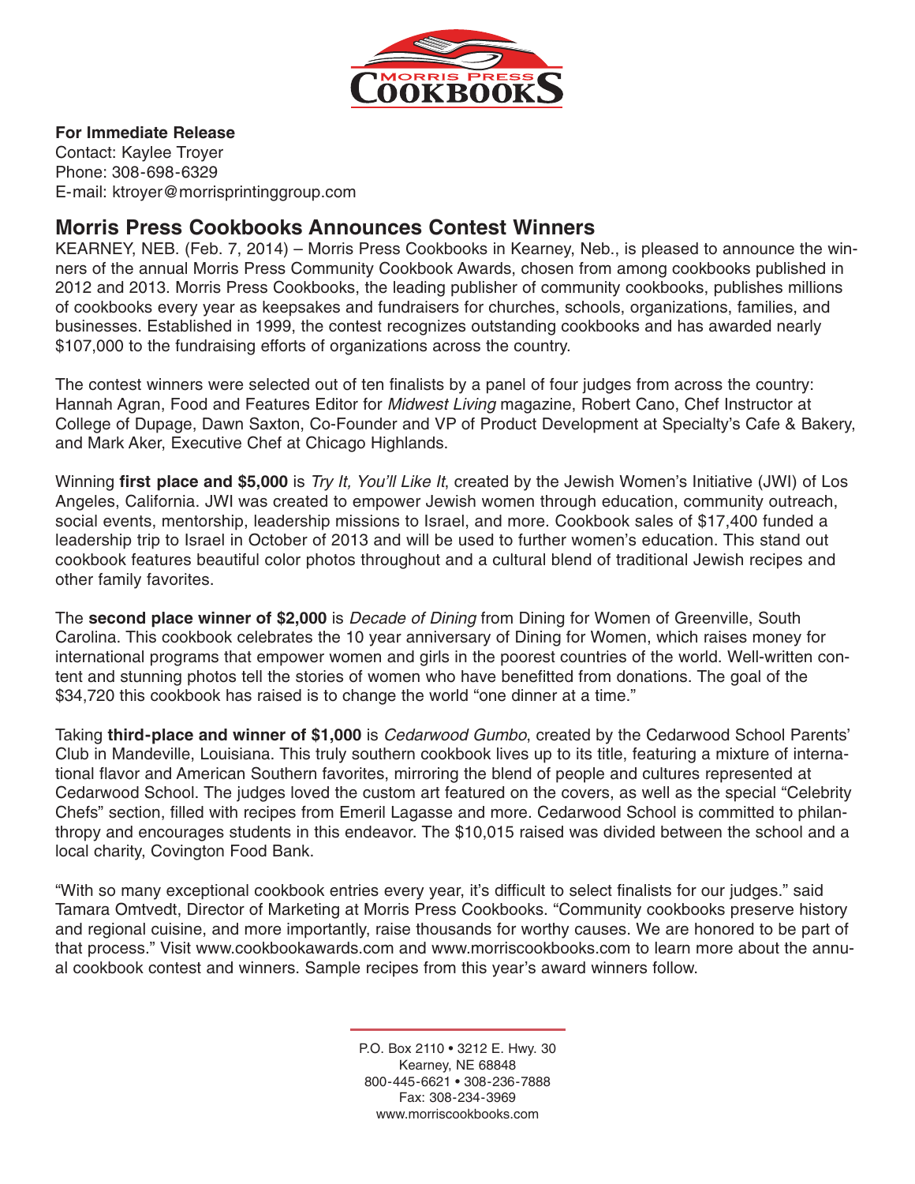**For Immediate Release**
Contact: Kaylee Troyer
Phone: 308-698-6329
E-mail: ktroyer@morrisprintinggroup.com

## Morris Press Cookbooks Announces Contest Winners

KEARNEY, NEB. (Feb. 7, 2014) – Morris Press Cookbooks in Kearney, Neb., is pleased to announce the winners of the annual Morris Press Community Cookbook Awards, chosen from among cookbooks published in 2012 and 2013. Morris Press Cookbooks, the leading publisher of community cookbooks, publishes millions of cookbooks every year as keepsakes and fundraisers for churches, schools, organizations, families, and businesses. Established in 1999, the contest recognizes outstanding cookbooks and has awarded nearly $107,000 to the fundraising efforts of organizations across the country.

The contest winners were selected out of ten finalists by a panel of four judges from across the country: Hannah Agran, Food and Features Editor for *Midwest Living* magazine, Robert Cano, Chef Instructor at College of Dupage, Dawn Saxton, Co-Founder and VP of Product Development at Specialty's Cafe & Bakery, and Mark Aker, Executive Chef at Chicago Highlands.

Winning **first place and $5,000** is *Try It, You'll Like It*, created by the Jewish Women's Initiative (JWI) of Los Angeles, California. JWI was created to empower Jewish women through education, community outreach, social events, mentorship, leadership missions to Israel, and more. Cookbook sales of $17,400 funded a leadership trip to Israel in October of 2013 and will be used to further women's education. This stand out cookbook features beautiful color photos throughout and a cultural blend of traditional Jewish recipes and other family favorites.

The **second place winner of $2,000** is *Decade of Dining* from Dining for Women of Greenville, South Carolina. This cookbook celebrates the 10 year anniversary of Dining for Women, which raises money for international programs that empower women and girls in the poorest countries of the world. Well-written content and stunning photos tell the stories of women who have benefitted from donations. The goal of the $34,720 this cookbook has raised is to change the world "one dinner at a time."

Taking **third-place and winner of $1,000** is *Cedarwood Gumbo*, created by the Cedarwood School Parents' Club in Mandeville, Louisiana. This truly southern cookbook lives up to its title, featuring a mixture of international flavor and American Southern favorites, mirroring the blend of people and cultures represented at Cedarwood School. The judges loved the custom art featured on the covers, as well as the special "Celebrity Chefs" section, filled with recipes from Emeril Lagasse and more. Cedarwood School is committed to philanthropy and encourages students in this endeavor. The $10,015 raised was divided between the school and a local charity, Covington Food Bank.

"With so many exceptional cookbook entries every year, it's difficult to select finalists for our judges." said Tamara Omtvedt, Director of Marketing at Morris Press Cookbooks. "Community cookbooks preserve history and regional cuisine, and more importantly, raise thousands for worthy causes. We are honored to be part of that process." Visit www.cookbookawards.com and www.morriscookbooks.com to learn more about the annual cookbook contest and winners. Sample recipes from this year's award winners follow.

P.O. Box 2110 • 3212 E. Hwy. 30
Kearney, NE 68848
800-445-6621 • 308-236-7888
Fax: 308-234-3969
www.morriscookbooks.com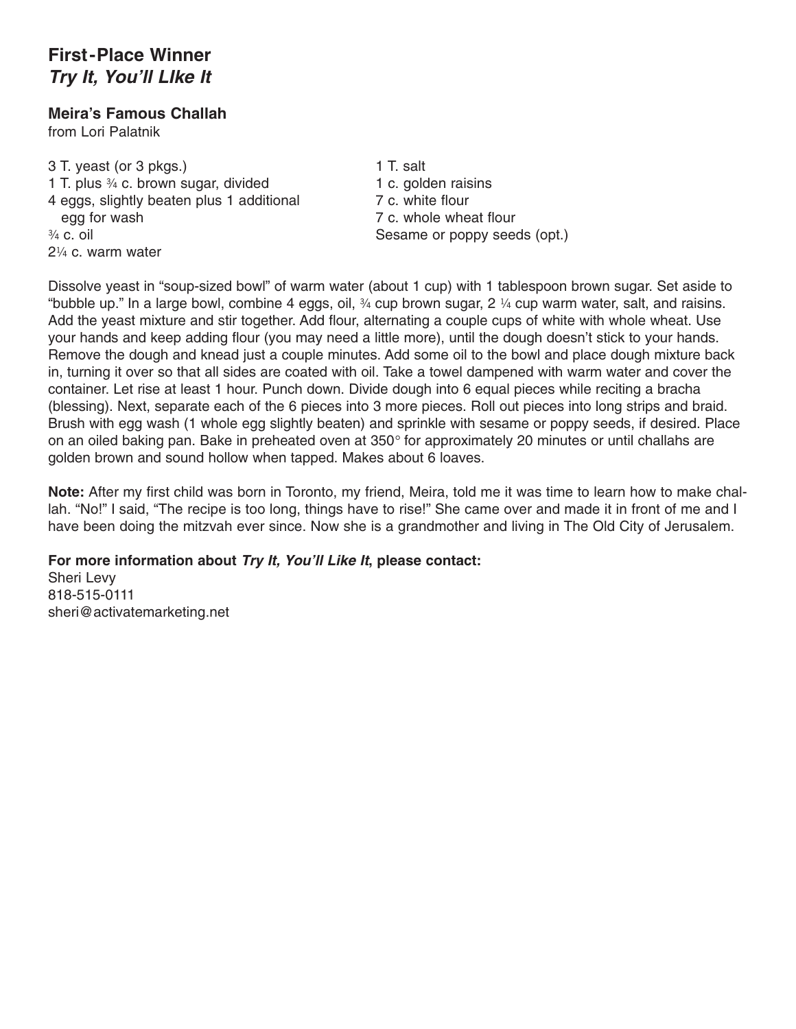## First-Place Winner
### *Try It, You'll LIke It*

**Meira's Famous Challah**
from Lori Palatnik

- 3 T. yeast (or 3 pkgs.)
- 1 T. plus ¾ c. brown sugar, divided
- 4 eggs, slightly beaten plus 1 additional egg for wash
- ¾ c. oil
- 2¼ c. warm water
- 1 T. salt
- 1 c. golden raisins
- 7 c. white flour
- 7 c. whole wheat flour
- Sesame or poppy seeds (opt.)

Dissolve yeast in "soup-sized bowl" of warm water (about 1 cup) with 1 tablespoon brown sugar. Set aside to "bubble up." In a large bowl, combine 4 eggs, oil, ¾ cup brown sugar, 2 ¼ cup warm water, salt, and raisins. Add the yeast mixture and stir together. Add flour, alternating a couple cups of white with whole wheat. Use your hands and keep adding flour (you may need a little more), until the dough doesn't stick to your hands. Remove the dough and knead just a couple minutes. Add some oil to the bowl and place dough mixture back in, turning it over so that all sides are coated with oil. Take a towel dampened with warm water and cover the container. Let rise at least 1 hour. Punch down. Divide dough into 6 equal pieces while reciting a bracha (blessing). Next, separate each of the 6 pieces into 3 more pieces. Roll out pieces into long strips and braid. Brush with egg wash (1 whole egg slightly beaten) and sprinkle with sesame or poppy seeds, if desired. Place on an oiled baking pan. Bake in preheated oven at 350° for approximately 20 minutes or until challahs are golden brown and sound hollow when tapped. Makes about 6 loaves.

**Note:** After my first child was born in Toronto, my friend, Meira, told me it was time to learn how to make challah. "No!" I said, "The recipe is too long, things have to rise!" She came over and made it in front of me and I have been doing the mitzvah ever since. Now she is a grandmother and living in The Old City of Jerusalem.

**For more information about *Try It, You'll Like It*, please contact:**
Sheri Levy
818-515-0111
sheri@activatemarketing.net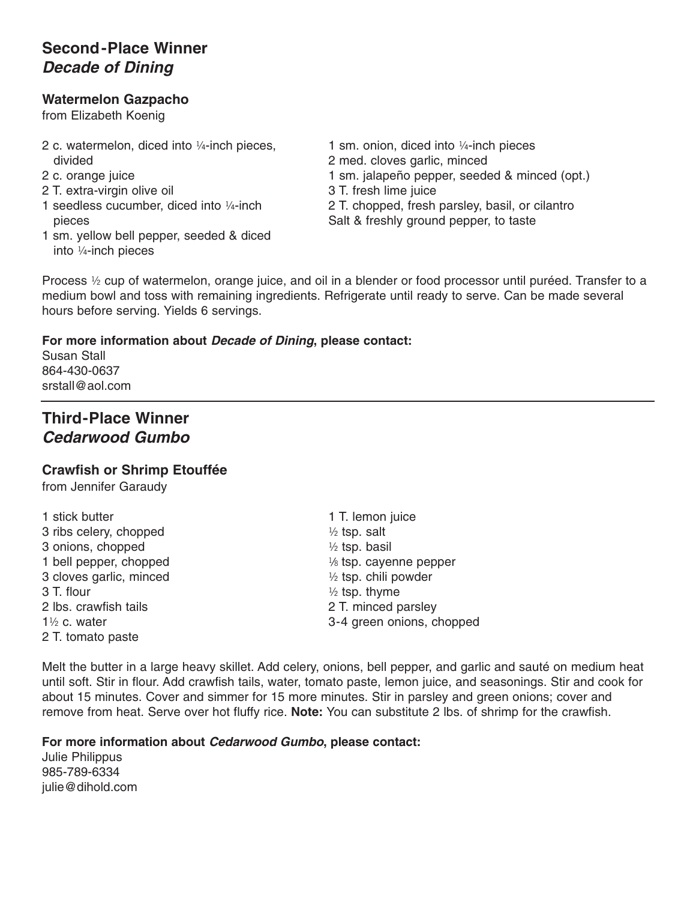## Second-Place Winner
### *Decade of Dining*

**Watermelon Gazpacho**
from Elizabeth Koenig

- 2 c. watermelon, diced into ¼-inch pieces, divided
- 2 c. orange juice
- 2 T. extra-virgin olive oil
- 1 seedless cucumber, diced into ¼-inch pieces
- 1 sm. yellow bell pepper, seeded & diced into ¼-inch pieces
- 1 sm. onion, diced into ¼-inch pieces
- 2 med. cloves garlic, minced
- 1 sm. jalapeño pepper, seeded & minced (opt.)
- 3 T. fresh lime juice
- 2 T. chopped, fresh parsley, basil, or cilantro
- Salt & freshly ground pepper, to taste

Process ½ cup of watermelon, orange juice, and oil in a blender or food processor until puréed. Transfer to a medium bowl and toss with remaining ingredients. Refrigerate until ready to serve. Can be made several hours before serving. Yields 6 servings.

**For more information about *Decade of Dining*, please contact:**
Susan Stall
864-430-0637
srstall@aol.com

---

## Third-Place Winner
### *Cedarwood Gumbo*

**Crawfish or Shrimp Etouffée**
from Jennifer Garaudy

- 1 stick butter
- 3 ribs celery, chopped
- 3 onions, chopped
- 1 bell pepper, chopped
- 3 cloves garlic, minced
- 3 T. flour
- 2 lbs. crawfish tails
- 1½ c. water
- 2 T. tomato paste
- 1 T. lemon juice
- ½ tsp. salt
- ½ tsp. basil
- ⅛ tsp. cayenne pepper
- ½ tsp. chili powder
- ½ tsp. thyme
- 2 T. minced parsley
- 3-4 green onions, chopped

Melt the butter in a large heavy skillet. Add celery, onions, bell pepper, and garlic and sauté on medium heat until soft. Stir in flour. Add crawfish tails, water, tomato paste, lemon juice, and seasonings. Stir and cook for about 15 minutes. Cover and simmer for 15 more minutes. Stir in parsley and green onions; cover and remove from heat. Serve over hot fluffy rice. **Note:** You can substitute 2 lbs. of shrimp for the crawfish.

**For more information about *Cedarwood Gumbo*, please contact:**
Julie Philippus
985-789-6334
julie@dihold.com